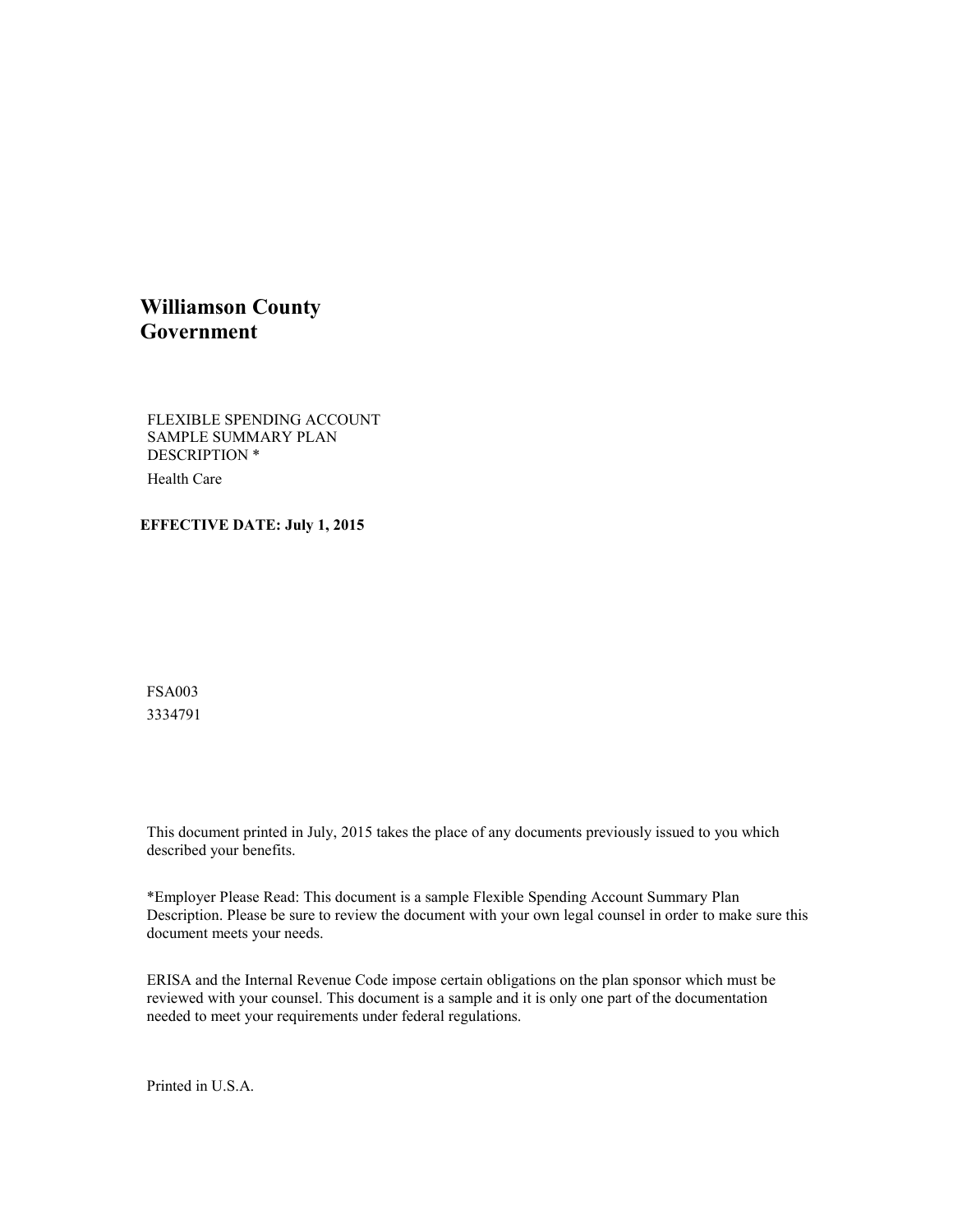# Williamson County Government

FLEXIBLE SPENDING ACCOUNT SAMPLE SUMMARY PLAN DESCRIPTION *

Health Care

**EFFECTIVE DATE: July 1, 2015**

FSA003

3334791

This document printed in July, 2015 takes the place of any documents previously issued to you which described your benefits.

*Employer Please Read: This document is a sample Flexible Spending Account Summary Plan Description. Please be sure to review the document with your own legal counsel in order to make sure this document meets your needs.

ERISA and the Internal Revenue Code impose certain obligations on the plan sponsor which must be reviewed with your counsel. This document is a sample and it is only one part of the documentation needed to meet your requirements under federal regulations.

Printed in U.S.A.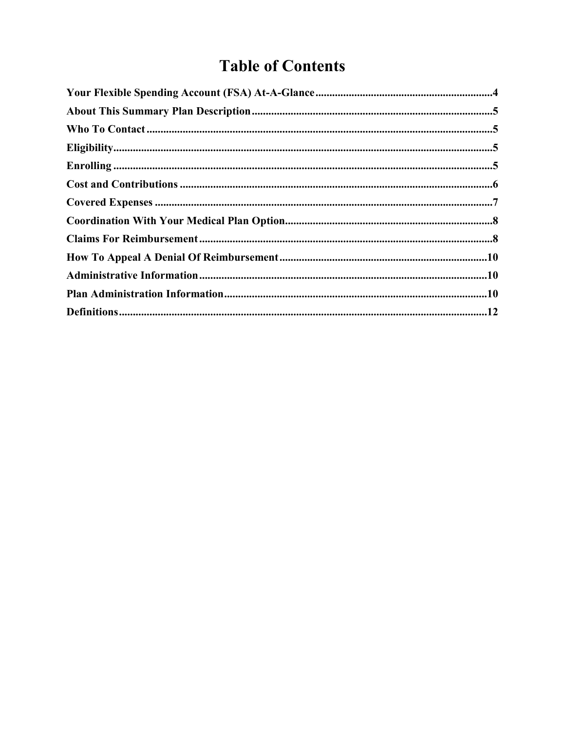# Table of Contents

| | |
|---|---|
| **Your Flexible Spending Account (FSA) At-A-Glance** | **4** |
| **About This Summary Plan Description** | **5** |
| **Who To Contact** | **5** |
| **Eligibility** | **5** |
| **Enrolling** | **5** |
| **Cost and Contributions** | **6** |
| **Covered Expenses** | **7** |
| **Coordination With Your Medical Plan Option** | **8** |
| **Claims For Reimbursement** | **8** |
| **How To Appeal A Denial Of Reimbursement** | **10** |
| **Administrative Information** | **10** |
| **Plan Administration Information** | **10** |
| **Definitions** | **12** |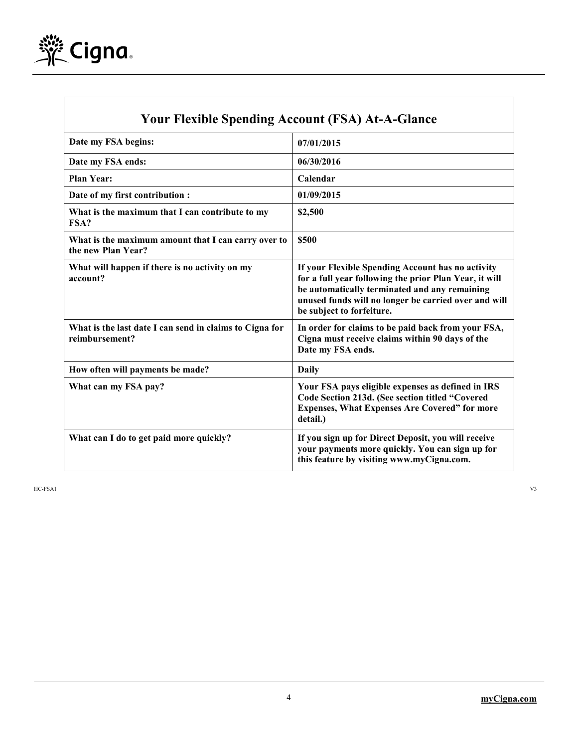## Your Flexible Spending Account (FSA) At-A-Glance

| | |
|---|---|
| **Date my FSA begins:** | **07/01/2015** |
| **Date my FSA ends:** | **06/30/2016** |
| **Plan Year:** | **Calendar** |
| **Date of my first contribution :** | **01/09/2015** |
| **What is the maximum that I can contribute to my FSA?** | **$2,500** |
| **What is the maximum amount that I can carry over to the new Plan Year?** | **$500** |
| **What will happen if there is no activity on my account?** | **If your Flexible Spending Account has no activity for a full year following the prior Plan Year, it will be automatically terminated and any remaining unused funds will no longer be carried over and will be subject to forfeiture.** |
| **What is the last date I can send in claims to Cigna for reimbursement?** | **In order for claims to be paid back from your FSA, Cigna must receive claims within 90 days of the Date my FSA ends.** |
| **How often will payments be made?** | **Daily** |
| **What can my FSA pay?** | **Your FSA pays eligible expenses as defined in IRS Code Section 213d. (See section titled "Covered Expenses, What Expenses Are Covered" for more detail.)** |
| **What can I do to get paid more quickly?** | **If you sign up for Direct Deposit, you will receive your payments more quickly. You can sign up for this feature by visiting www.myCigna.com.** |

HC-FSA1 V3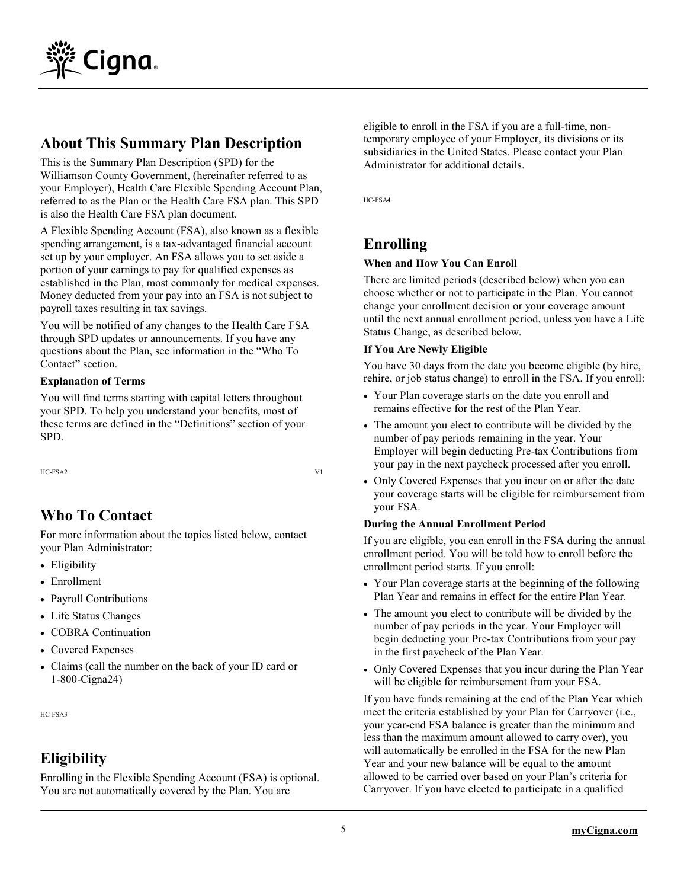## About This Summary Plan Description

This is the Summary Plan Description (SPD) for the Williamson County Government, (hereinafter referred to as your Employer), Health Care Flexible Spending Account Plan, referred to as the Plan or the Health Care FSA plan. This SPD is also the Health Care FSA plan document.

A Flexible Spending Account (FSA), also known as a flexible spending arrangement, is a tax-advantaged financial account set up by your employer. An FSA allows you to set aside a portion of your earnings to pay for qualified expenses as established in the Plan, most commonly for medical expenses. Money deducted from your pay into an FSA is not subject to payroll taxes resulting in tax savings.

You will be notified of any changes to the Health Care FSA through SPD updates or announcements. If you have any questions about the Plan, see information in the "Who To Contact" section.

**Explanation of Terms**

You will find terms starting with capital letters throughout your SPD. To help you understand your benefits, most of these terms are defined in the "Definitions" section of your SPD.

HC-FSA2 V1

## Who To Contact

For more information about the topics listed below, contact your Plan Administrator:

- Eligibility
- Enrollment
- Payroll Contributions
- Life Status Changes
- COBRA Continuation
- Covered Expenses
- Claims (call the number on the back of your ID card or 1-800-Cigna24)

HC-FSA3

## Eligibility

Enrolling in the Flexible Spending Account (FSA) is optional. You are not automatically covered by the Plan. You are eligible to enroll in the FSA if you are a full-time, non-temporary employee of your Employer, its divisions or its subsidiaries in the United States. Please contact your Plan Administrator for additional details.

HC-FSA4

## Enrolling

**When and How You Can Enroll**

There are limited periods (described below) when you can choose whether or not to participate in the Plan. You cannot change your enrollment decision or your coverage amount until the next annual enrollment period, unless you have a Life Status Change, as described below.

**If You Are Newly Eligible**

You have 30 days from the date you become eligible (by hire, rehire, or job status change) to enroll in the FSA. If you enroll:

- Your Plan coverage starts on the date you enroll and remains effective for the rest of the Plan Year.
- The amount you elect to contribute will be divided by the number of pay periods remaining in the year. Your Employer will begin deducting Pre-tax Contributions from your pay in the next paycheck processed after you enroll.
- Only Covered Expenses that you incur on or after the date your coverage starts will be eligible for reimbursement from your FSA.

**During the Annual Enrollment Period**

If you are eligible, you can enroll in the FSA during the annual enrollment period. You will be told how to enroll before the enrollment period starts. If you enroll:

- Your Plan coverage starts at the beginning of the following Plan Year and remains in effect for the entire Plan Year.
- The amount you elect to contribute will be divided by the number of pay periods in the year. Your Employer will begin deducting your Pre-tax Contributions from your pay in the first paycheck of the Plan Year.
- Only Covered Expenses that you incur during the Plan Year will be eligible for reimbursement from your FSA.

If you have funds remaining at the end of the Plan Year which meet the criteria established by your Plan for Carryover (i.e., your year-end FSA balance is greater than the minimum and less than the maximum amount allowed to carry over), you will automatically be enrolled in the FSA for the new Plan Year and your new balance will be equal to the amount allowed to be carried over based on your Plan's criteria for Carryover. If you have elected to participate in a qualified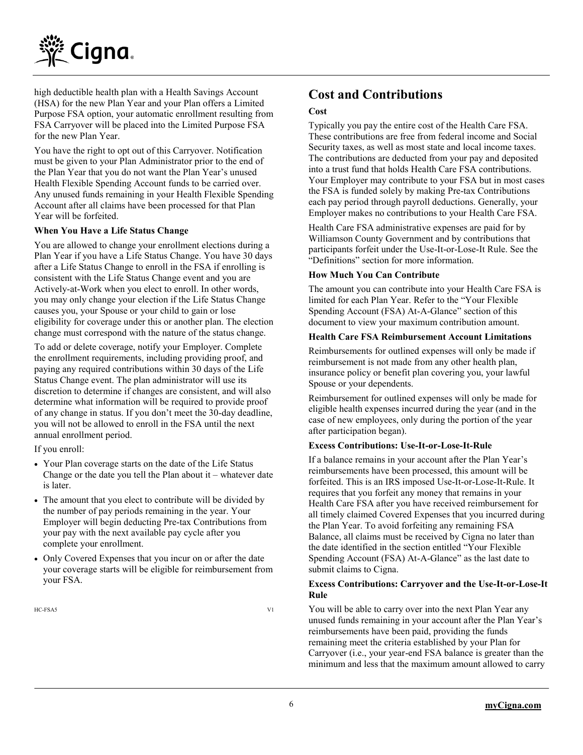high deductible health plan with a Health Savings Account (HSA) for the new Plan Year and your Plan offers a Limited Purpose FSA option, your automatic enrollment resulting from FSA Carryover will be placed into the Limited Purpose FSA for the new Plan Year.

You have the right to opt out of this Carryover. Notification must be given to your Plan Administrator prior to the end of the Plan Year that you do not want the Plan Year's unused Health Flexible Spending Account funds to be carried over. Any unused funds remaining in your Health Flexible Spending Account after all claims have been processed for that Plan Year will be forfeited.

**When You Have a Life Status Change**

You are allowed to change your enrollment elections during a Plan Year if you have a Life Status Change. You have 30 days after a Life Status Change to enroll in the FSA if enrolling is consistent with the Life Status Change event and you are Actively-at-Work when you elect to enroll. In other words, you may only change your election if the Life Status Change causes you, your Spouse or your child to gain or lose eligibility for coverage under this or another plan. The election change must correspond with the nature of the status change.

To add or delete coverage, notify your Employer. Complete the enrollment requirements, including providing proof, and paying any required contributions within 30 days of the Life Status Change event. The plan administrator will use its discretion to determine if changes are consistent, and will also determine what information will be required to provide proof of any change in status. If you don't meet the 30-day deadline, you will not be allowed to enroll in the FSA until the next annual enrollment period.

If you enroll:

- Your Plan coverage starts on the date of the Life Status Change or the date you tell the Plan about it – whatever date is later.
- The amount that you elect to contribute will be divided by the number of pay periods remaining in the year. Your Employer will begin deducting Pre-tax Contributions from your pay with the next available pay cycle after you complete your enrollment.
- Only Covered Expenses that you incur on or after the date your coverage starts will be eligible for reimbursement from your FSA.

HC-FSA5 V1

# Cost and Contributions

**Cost**

Typically you pay the entire cost of the Health Care FSA. These contributions are free from federal income and Social Security taxes, as well as most state and local income taxes. The contributions are deducted from your pay and deposited into a trust fund that holds Health Care FSA contributions. Your Employer may contribute to your FSA but in most cases the FSA is funded solely by making Pre-tax Contributions each pay period through payroll deductions. Generally, your Employer makes no contributions to your Health Care FSA.

Health Care FSA administrative expenses are paid for by Williamson County Government and by contributions that participants forfeit under the Use-It-or-Lose-It Rule. See the "Definitions" section for more information.

**How Much You Can Contribute**

The amount you can contribute into your Health Care FSA is limited for each Plan Year. Refer to the "Your Flexible Spending Account (FSA) At-A-Glance" section of this document to view your maximum contribution amount.

**Health Care FSA Reimbursement Account Limitations**

Reimbursements for outlined expenses will only be made if reimbursement is not made from any other health plan, insurance policy or benefit plan covering you, your lawful Spouse or your dependents.

Reimbursement for outlined expenses will only be made for eligible health expenses incurred during the year (and in the case of new employees, only during the portion of the year after participation began).

**Excess Contributions: Use-It-or-Lose-It-Rule**

If a balance remains in your account after the Plan Year's reimbursements have been processed, this amount will be forfeited. This is an IRS imposed Use-It-or-Lose-It-Rule. It requires that you forfeit any money that remains in your Health Care FSA after you have received reimbursement for all timely claimed Covered Expenses that you incurred during the Plan Year. To avoid forfeiting any remaining FSA Balance, all claims must be received by Cigna no later than the date identified in the section entitled "Your Flexible Spending Account (FSA) At-A-Glance" as the last date to submit claims to Cigna.

**Excess Contributions: Carryover and the Use-It-or-Lose-It Rule**

You will be able to carry over into the next Plan Year any unused funds remaining in your account after the Plan Year's reimbursements have been paid, providing the funds remaining meet the criteria established by your Plan for Carryover (i.e., your year-end FSA balance is greater than the minimum and less that the maximum amount allowed to carry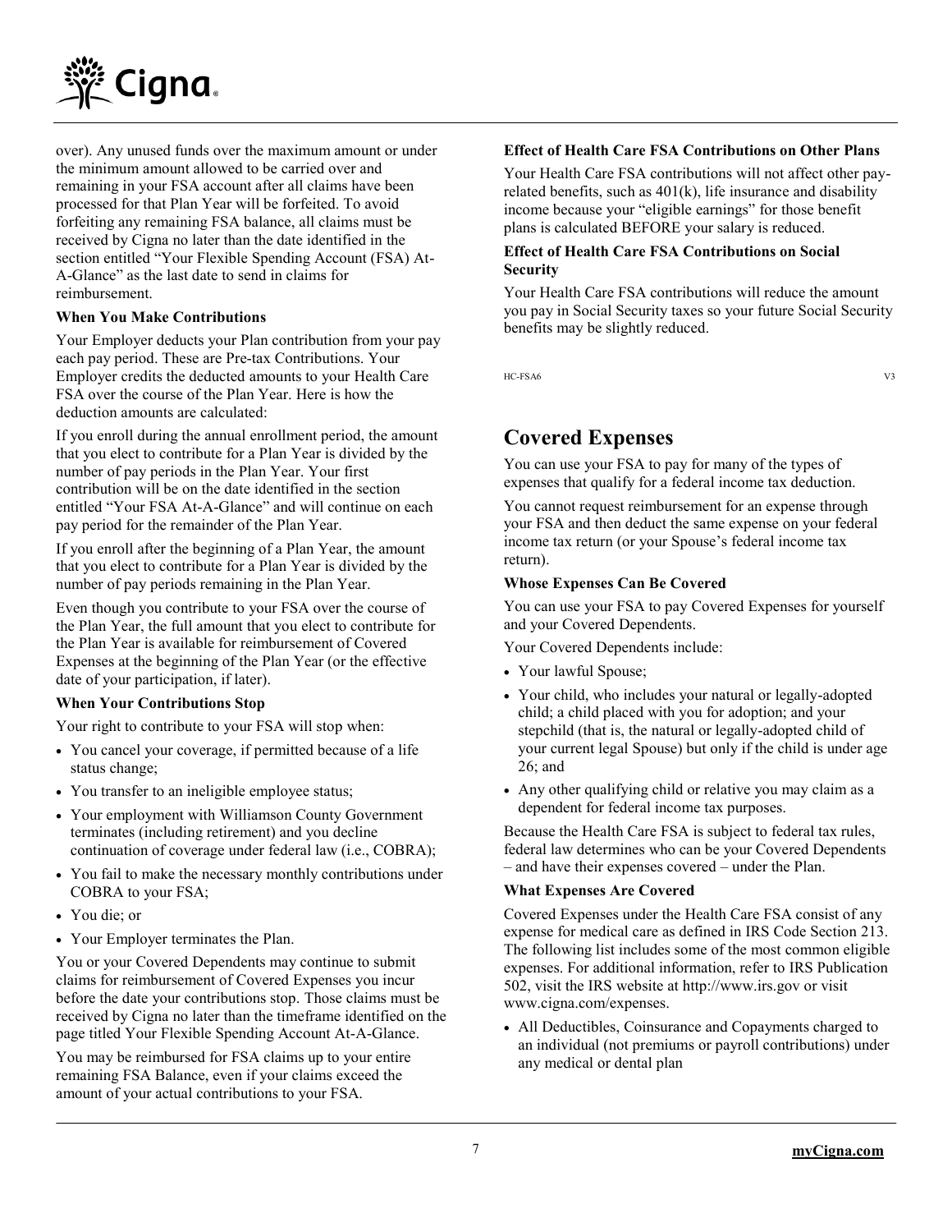over). Any unused funds over the maximum amount or under the minimum amount allowed to be carried over and remaining in your FSA account after all claims have been processed for that Plan Year will be forfeited. To avoid forfeiting any remaining FSA balance, all claims must be received by Cigna no later than the date identified in the section entitled "Your Flexible Spending Account (FSA) At-A-Glance" as the last date to send in claims for reimbursement.

**When You Make Contributions**

Your Employer deducts your Plan contribution from your pay each pay period. These are Pre-tax Contributions. Your Employer credits the deducted amounts to your Health Care FSA over the course of the Plan Year. Here is how the deduction amounts are calculated:

If you enroll during the annual enrollment period, the amount that you elect to contribute for a Plan Year is divided by the number of pay periods in the Plan Year. Your first contribution will be on the date identified in the section entitled "Your FSA At-A-Glance" and will continue on each pay period for the remainder of the Plan Year.

If you enroll after the beginning of a Plan Year, the amount that you elect to contribute for a Plan Year is divided by the number of pay periods remaining in the Plan Year.

Even though you contribute to your FSA over the course of the Plan Year, the full amount that you elect to contribute for the Plan Year is available for reimbursement of Covered Expenses at the beginning of the Plan Year (or the effective date of your participation, if later).

**When Your Contributions Stop**

Your right to contribute to your FSA will stop when:

- You cancel your coverage, if permitted because of a life status change;
- You transfer to an ineligible employee status;
- Your employment with Williamson County Government terminates (including retirement) and you decline continuation of coverage under federal law (i.e., COBRA);
- You fail to make the necessary monthly contributions under COBRA to your FSA;
- You die; or
- Your Employer terminates the Plan.

You or your Covered Dependents may continue to submit claims for reimbursement of Covered Expenses you incur before the date your contributions stop. Those claims must be received by Cigna no later than the timeframe identified on the page titled Your Flexible Spending Account At-A-Glance.

You may be reimbursed for FSA claims up to your entire remaining FSA Balance, even if your claims exceed the amount of your actual contributions to your FSA.

**Effect of Health Care FSA Contributions on Other Plans**

Your Health Care FSA contributions will not affect other pay-related benefits, such as 401(k), life insurance and disability income because your "eligible earnings" for those benefit plans is calculated BEFORE your salary is reduced.

**Effect of Health Care FSA Contributions on Social Security**

Your Health Care FSA contributions will reduce the amount you pay in Social Security taxes so your future Social Security benefits may be slightly reduced.

HC-FSA6 V3

# Covered Expenses

You can use your FSA to pay for many of the types of expenses that qualify for a federal income tax deduction.

You cannot request reimbursement for an expense through your FSA and then deduct the same expense on your federal income tax return (or your Spouse's federal income tax return).

**Whose Expenses Can Be Covered**

You can use your FSA to pay Covered Expenses for yourself and your Covered Dependents.

Your Covered Dependents include:

- Your lawful Spouse;
- Your child, who includes your natural or legally-adopted child; a child placed with you for adoption; and your stepchild (that is, the natural or legally-adopted child of your current legal Spouse) but only if the child is under age 26; and
- Any other qualifying child or relative you may claim as a dependent for federal income tax purposes.

Because the Health Care FSA is subject to federal tax rules, federal law determines who can be your Covered Dependents – and have their expenses covered – under the Plan.

**What Expenses Are Covered**

Covered Expenses under the Health Care FSA consist of any expense for medical care as defined in IRS Code Section 213. The following list includes some of the most common eligible expenses. For additional information, refer to IRS Publication 502, visit the IRS website at http://www.irs.gov or visit www.cigna.com/expenses.

- All Deductibles, Coinsurance and Copayments charged to an individual (not premiums or payroll contributions) under any medical or dental plan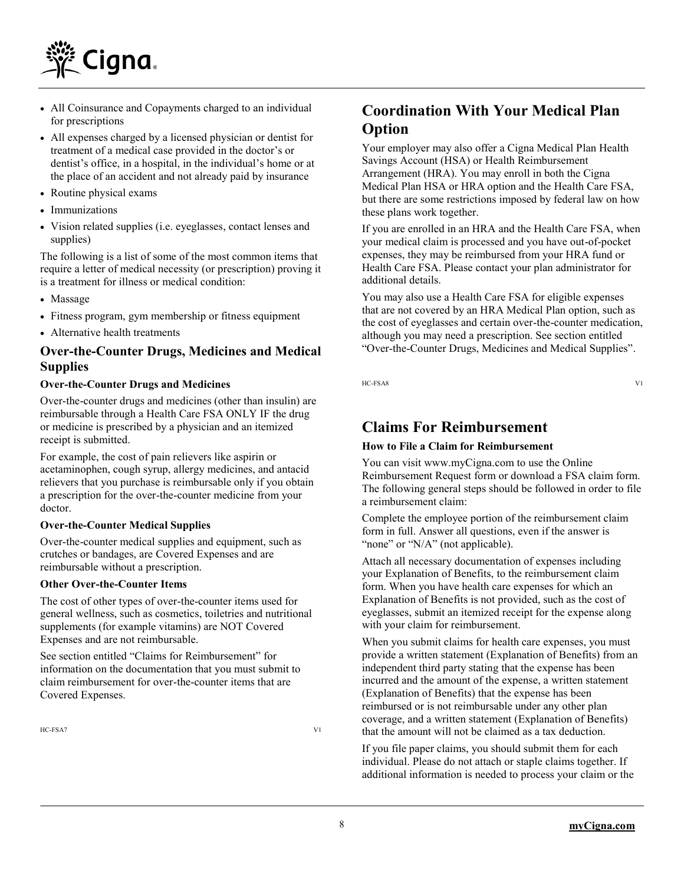- All Coinsurance and Copayments charged to an individual for prescriptions
- All expenses charged by a licensed physician or dentist for treatment of a medical case provided in the doctor's or dentist's office, in a hospital, in the individual's home or at the place of an accident and not already paid by insurance
- Routine physical exams
- Immunizations
- Vision related supplies (i.e. eyeglasses, contact lenses and supplies)

The following is a list of some of the most common items that require a letter of medical necessity (or prescription) proving it is a treatment for illness or medical condition:

- Massage
- Fitness program, gym membership or fitness equipment
- Alternative health treatments

### Over-the-Counter Drugs, Medicines and Medical Supplies

**Over-the-Counter Drugs and Medicines**

Over-the-counter drugs and medicines (other than insulin) are reimbursable through a Health Care FSA ONLY IF the drug or medicine is prescribed by a physician and an itemized receipt is submitted.

For example, the cost of pain relievers like aspirin or acetaminophen, cough syrup, allergy medicines, and antacid relievers that you purchase is reimbursable only if you obtain a prescription for the over-the-counter medicine from your doctor.

**Over-the-Counter Medical Supplies**

Over-the-counter medical supplies and equipment, such as crutches or bandages, are Covered Expenses and are reimbursable without a prescription.

**Other Over-the-Counter Items**

The cost of other types of over-the-counter items used for general wellness, such as cosmetics, toiletries and nutritional supplements (for example vitamins) are NOT Covered Expenses and are not reimbursable.

See section entitled "Claims for Reimbursement" for information on the documentation that you must submit to claim reimbursement for over-the-counter items that are Covered Expenses.

HC-FSA7 V1

## Coordination With Your Medical Plan Option

Your employer may also offer a Cigna Medical Plan Health Savings Account (HSA) or Health Reimbursement Arrangement (HRA). You may enroll in both the Cigna Medical Plan HSA or HRA option and the Health Care FSA, but there are some restrictions imposed by federal law on how these plans work together.

If you are enrolled in an HRA and the Health Care FSA, when your medical claim is processed and you have out-of-pocket expenses, they may be reimbursed from your HRA fund or Health Care FSA. Please contact your plan administrator for additional details.

You may also use a Health Care FSA for eligible expenses that are not covered by an HRA Medical Plan option, such as the cost of eyeglasses and certain over-the-counter medication, although you may need a prescription. See section entitled "Over-the-Counter Drugs, Medicines and Medical Supplies".

HC-FSA8 V1

## Claims For Reimbursement

**How to File a Claim for Reimbursement**

You can visit www.myCigna.com to use the Online Reimbursement Request form or download a FSA claim form. The following general steps should be followed in order to file a reimbursement claim:

Complete the employee portion of the reimbursement claim form in full. Answer all questions, even if the answer is "none" or "N/A" (not applicable).

Attach all necessary documentation of expenses including your Explanation of Benefits, to the reimbursement claim form. When you have health care expenses for which an Explanation of Benefits is not provided, such as the cost of eyeglasses, submit an itemized receipt for the expense along with your claim for reimbursement.

When you submit claims for health care expenses, you must provide a written statement (Explanation of Benefits) from an independent third party stating that the expense has been incurred and the amount of the expense, a written statement (Explanation of Benefits) that the expense has been reimbursed or is not reimbursable under any other plan coverage, and a written statement (Explanation of Benefits) that the amount will not be claimed as a tax deduction.

If you file paper claims, you should submit them for each individual. Please do not attach or staple claims together. If additional information is needed to process your claim or the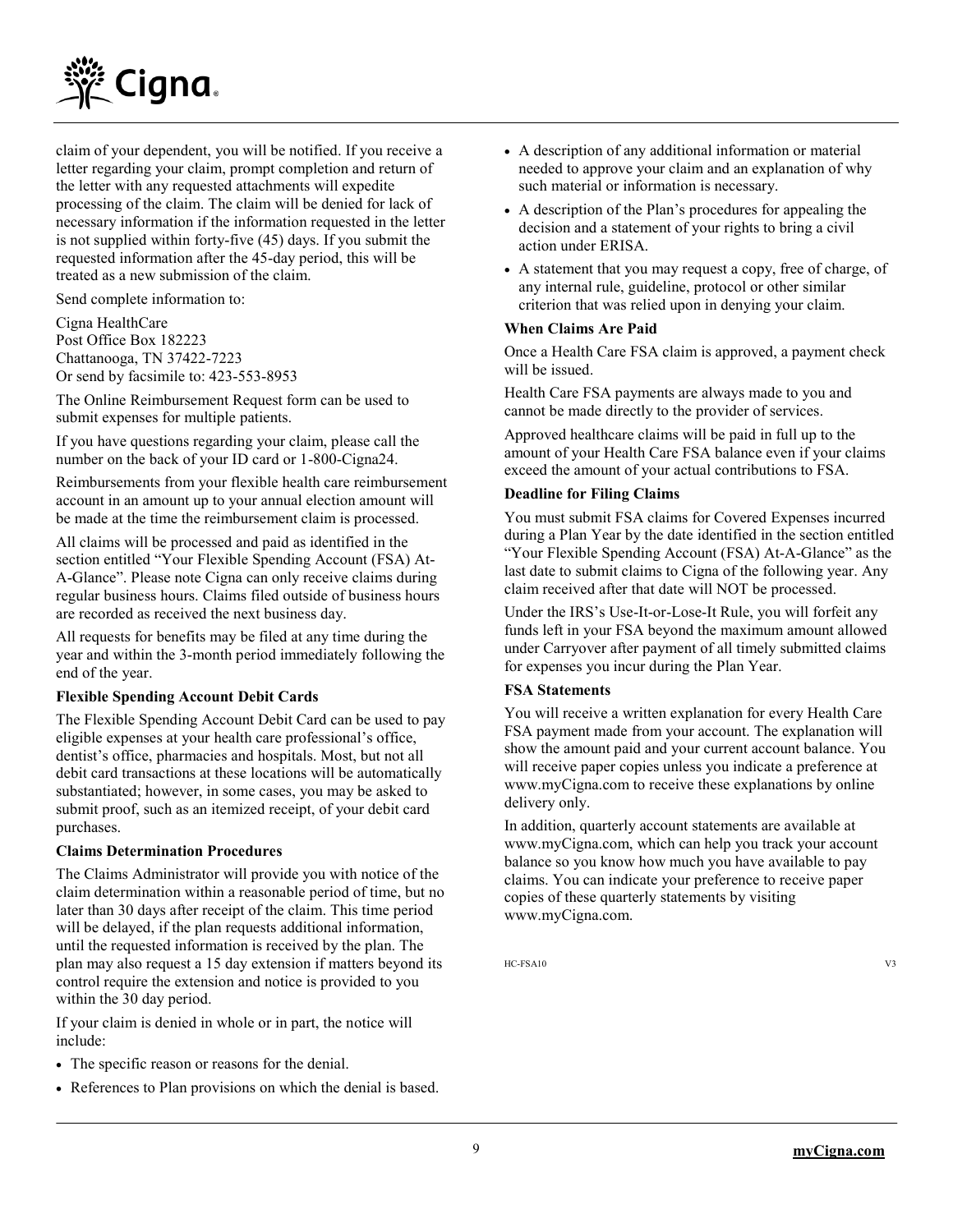claim of your dependent, you will be notified. If you receive a letter regarding your claim, prompt completion and return of the letter with any requested attachments will expedite processing of the claim. The claim will be denied for lack of necessary information if the information requested in the letter is not supplied within forty-five (45) days. If you submit the requested information after the 45-day period, this will be treated as a new submission of the claim.

Send complete information to:

Cigna HealthCare
Post Office Box 182223
Chattanooga, TN 37422-7223
Or send by facsimile to: 423-553-8953

The Online Reimbursement Request form can be used to submit expenses for multiple patients.

If you have questions regarding your claim, please call the number on the back of your ID card or 1-800-Cigna24.

Reimbursements from your flexible health care reimbursement account in an amount up to your annual election amount will be made at the time the reimbursement claim is processed.

All claims will be processed and paid as identified in the section entitled "Your Flexible Spending Account (FSA) At-A-Glance". Please note Cigna can only receive claims during regular business hours. Claims filed outside of business hours are recorded as received the next business day.

All requests for benefits may be filed at any time during the year and within the 3-month period immediately following the end of the year.

**Flexible Spending Account Debit Cards**

The Flexible Spending Account Debit Card can be used to pay eligible expenses at your health care professional's office, dentist's office, pharmacies and hospitals. Most, but not all debit card transactions at these locations will be automatically substantiated; however, in some cases, you may be asked to submit proof, such as an itemized receipt, of your debit card purchases.

**Claims Determination Procedures**

The Claims Administrator will provide you with notice of the claim determination within a reasonable period of time, but no later than 30 days after receipt of the claim. This time period will be delayed, if the plan requests additional information, until the requested information is received by the plan. The plan may also request a 15 day extension if matters beyond its control require the extension and notice is provided to you within the 30 day period.

If your claim is denied in whole or in part, the notice will include:

- The specific reason or reasons for the denial.
- References to Plan provisions on which the denial is based.
- A description of any additional information or material needed to approve your claim and an explanation of why such material or information is necessary.
- A description of the Plan's procedures for appealing the decision and a statement of your rights to bring a civil action under ERISA.
- A statement that you may request a copy, free of charge, of any internal rule, guideline, protocol or other similar criterion that was relied upon in denying your claim.

**When Claims Are Paid**

Once a Health Care FSA claim is approved, a payment check will be issued.

Health Care FSA payments are always made to you and cannot be made directly to the provider of services.

Approved healthcare claims will be paid in full up to the amount of your Health Care FSA balance even if your claims exceed the amount of your actual contributions to FSA.

**Deadline for Filing Claims**

You must submit FSA claims for Covered Expenses incurred during a Plan Year by the date identified in the section entitled "Your Flexible Spending Account (FSA) At-A-Glance" as the last date to submit claims to Cigna of the following year. Any claim received after that date will NOT be processed.

Under the IRS's Use-It-or-Lose-It Rule, you will forfeit any funds left in your FSA beyond the maximum amount allowed under Carryover after payment of all timely submitted claims for expenses you incur during the Plan Year.

**FSA Statements**

You will receive a written explanation for every Health Care FSA payment made from your account. The explanation will show the amount paid and your current account balance. You will receive paper copies unless you indicate a preference at www.myCigna.com to receive these explanations by online delivery only.

In addition, quarterly account statements are available at www.myCigna.com, which can help you track your account balance so you know how much you have available to pay claims. You can indicate your preference to receive paper copies of these quarterly statements by visiting www.myCigna.com.

HC-FSA10 V3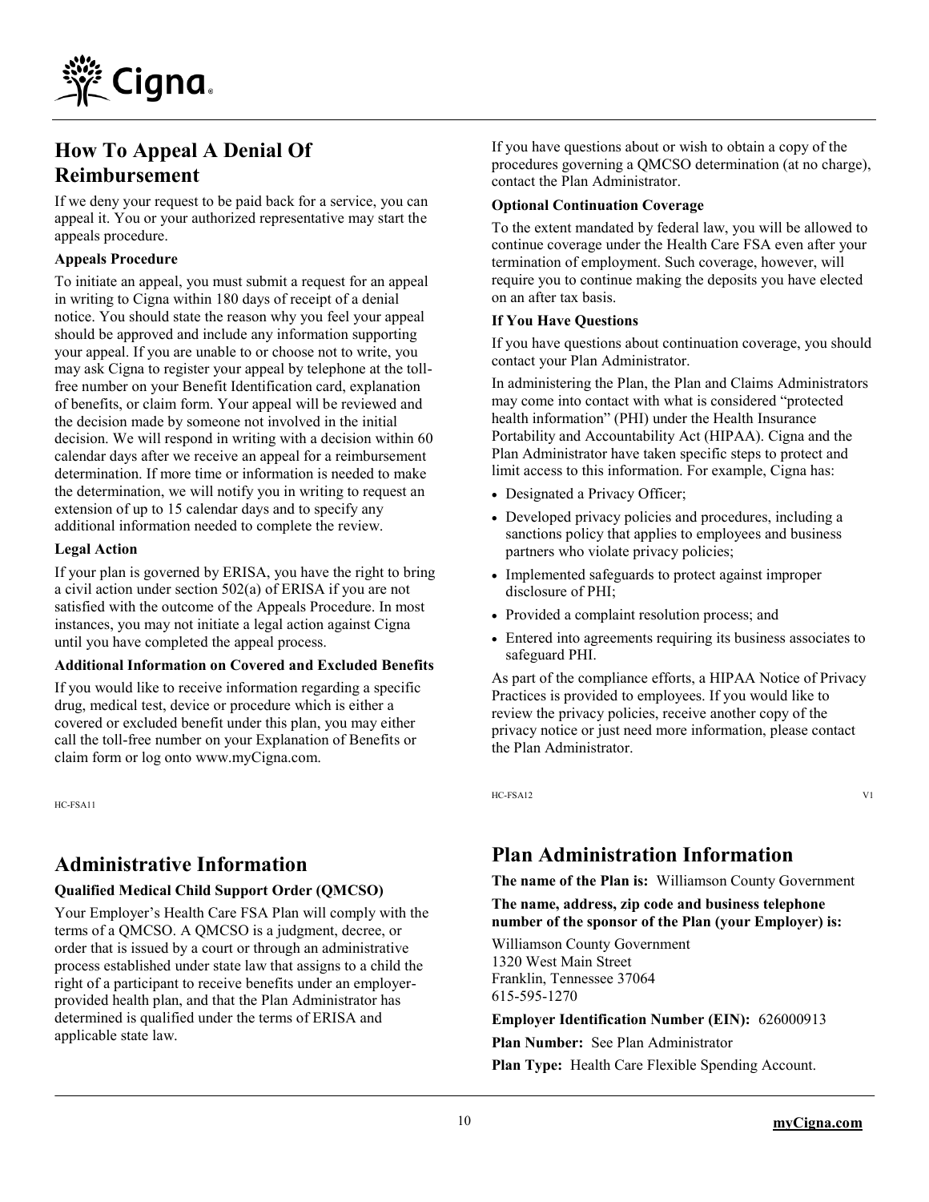## How To Appeal A Denial Of Reimbursement

If we deny your request to be paid back for a service, you can appeal it. You or your authorized representative may start the appeals procedure.

**Appeals Procedure**

To initiate an appeal, you must submit a request for an appeal in writing to Cigna within 180 days of receipt of a denial notice. You should state the reason why you feel your appeal should be approved and include any information supporting your appeal. If you are unable to or choose not to write, you may ask Cigna to register your appeal by telephone at the toll-free number on your Benefit Identification card, explanation of benefits, or claim form. Your appeal will be reviewed and the decision made by someone not involved in the initial decision. We will respond in writing with a decision within 60 calendar days after we receive an appeal for a reimbursement determination. If more time or information is needed to make the determination, we will notify you in writing to request an extension of up to 15 calendar days and to specify any additional information needed to complete the review.

**Legal Action**

If your plan is governed by ERISA, you have the right to bring a civil action under section 502(a) of ERISA if you are not satisfied with the outcome of the Appeals Procedure. In most instances, you may not initiate a legal action against Cigna until you have completed the appeal process.

**Additional Information on Covered and Excluded Benefits**

If you would like to receive information regarding a specific drug, medical test, device or procedure which is either a covered or excluded benefit under this plan, you may either call the toll-free number on your Explanation of Benefits or claim form or log onto www.myCigna.com.

HC-FSA11

## Administrative Information

**Qualified Medical Child Support Order (QMCSO)**

Your Employer's Health Care FSA Plan will comply with the terms of a QMCSO. A QMCSO is a judgment, decree, or order that is issued by a court or through an administrative process established under state law that assigns to a child the right of a participant to receive benefits under an employer-provided health plan, and that the Plan Administrator has determined is qualified under the terms of ERISA and applicable state law.

If you have questions about or wish to obtain a copy of the procedures governing a QMCSO determination (at no charge), contact the Plan Administrator.

**Optional Continuation Coverage**

To the extent mandated by federal law, you will be allowed to continue coverage under the Health Care FSA even after your termination of employment. Such coverage, however, will require you to continue making the deposits you have elected on an after tax basis.

**If You Have Questions**

If you have questions about continuation coverage, you should contact your Plan Administrator.

In administering the Plan, the Plan and Claims Administrators may come into contact with what is considered "protected health information" (PHI) under the Health Insurance Portability and Accountability Act (HIPAA). Cigna and the Plan Administrator have taken specific steps to protect and limit access to this information. For example, Cigna has:

- Designated a Privacy Officer;
- Developed privacy policies and procedures, including a sanctions policy that applies to employees and business partners who violate privacy policies;
- Implemented safeguards to protect against improper disclosure of PHI;
- Provided a complaint resolution process; and
- Entered into agreements requiring its business associates to safeguard PHI.

As part of the compliance efforts, a HIPAA Notice of Privacy Practices is provided to employees. If you would like to review the privacy policies, receive another copy of the privacy notice or just need more information, please contact the Plan Administrator.

HC-FSA12 V1

## Plan Administration Information

**The name of the Plan is:** Williamson County Government

**The name, address, zip code and business telephone number of the sponsor of the Plan (your Employer) is:**

Williamson County Government
1320 West Main Street
Franklin, Tennessee 37064
615-595-1270

**Employer Identification Number (EIN):** 626000913

**Plan Number:** See Plan Administrator

**Plan Type:** Health Care Flexible Spending Account.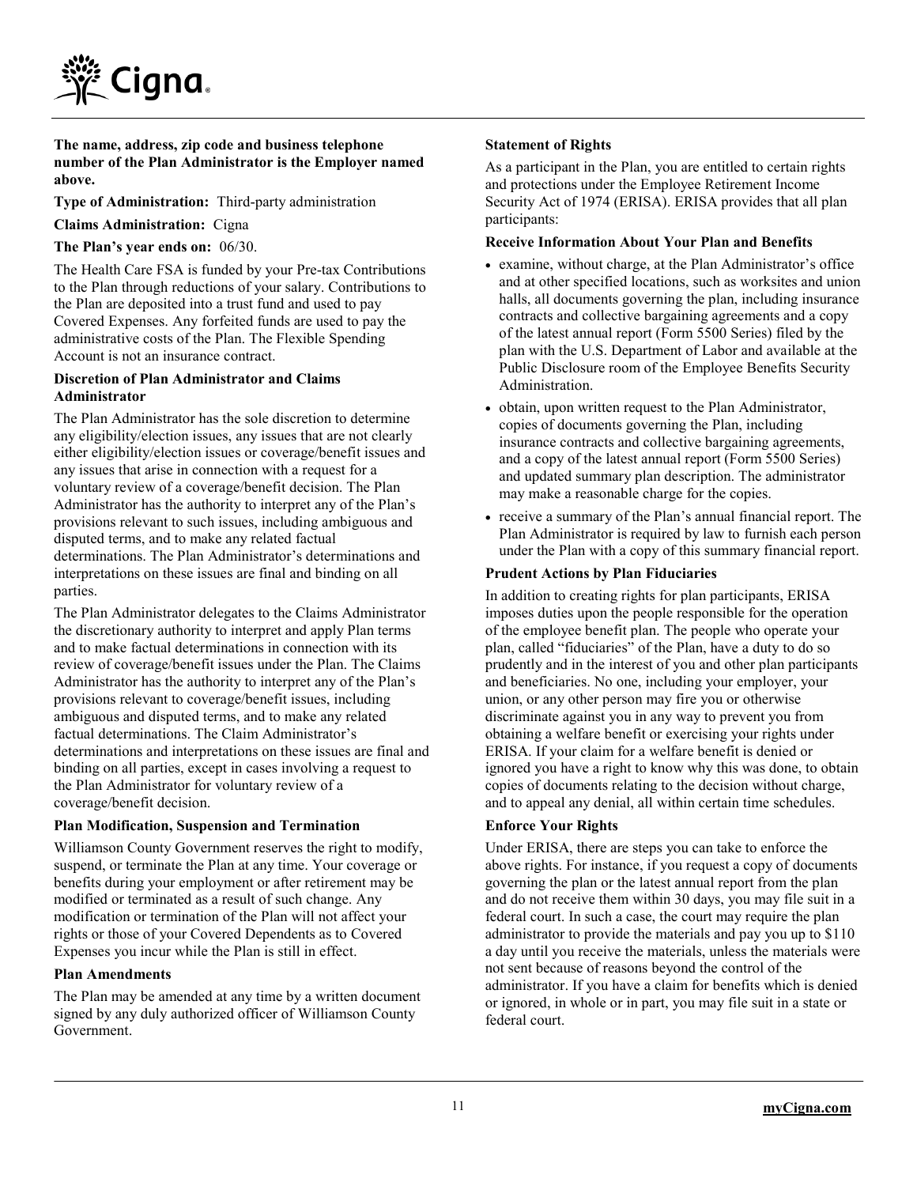**The name, address, zip code and business telephone number of the Plan Administrator is the Employer named above.**

**Type of Administration:** Third-party administration

**Claims Administration:** Cigna

**The Plan's year ends on:** 06/30.

The Health Care FSA is funded by your Pre-tax Contributions to the Plan through reductions of your salary. Contributions to the Plan are deposited into a trust fund and used to pay Covered Expenses. Any forfeited funds are used to pay the administrative costs of the Plan. The Flexible Spending Account is not an insurance contract.

**Discretion of Plan Administrator and Claims Administrator**

The Plan Administrator has the sole discretion to determine any eligibility/election issues, any issues that are not clearly either eligibility/election issues or coverage/benefit issues and any issues that arise in connection with a request for a voluntary review of a coverage/benefit decision. The Plan Administrator has the authority to interpret any of the Plan's provisions relevant to such issues, including ambiguous and disputed terms, and to make any related factual determinations. The Plan Administrator's determinations and interpretations on these issues are final and binding on all parties.

The Plan Administrator delegates to the Claims Administrator the discretionary authority to interpret and apply Plan terms and to make factual determinations in connection with its review of coverage/benefit issues under the Plan. The Claims Administrator has the authority to interpret any of the Plan's provisions relevant to coverage/benefit issues, including ambiguous and disputed terms, and to make any related factual determinations. The Claim Administrator's determinations and interpretations on these issues are final and binding on all parties, except in cases involving a request to the Plan Administrator for voluntary review of a coverage/benefit decision.

**Plan Modification, Suspension and Termination**

Williamson County Government reserves the right to modify, suspend, or terminate the Plan at any time. Your coverage or benefits during your employment or after retirement may be modified or terminated as a result of such change. Any modification or termination of the Plan will not affect your rights or those of your Covered Dependents as to Covered Expenses you incur while the Plan is still in effect.

**Plan Amendments**

The Plan may be amended at any time by a written document signed by any duly authorized officer of Williamson County Government.

**Statement of Rights**

As a participant in the Plan, you are entitled to certain rights and protections under the Employee Retirement Income Security Act of 1974 (ERISA). ERISA provides that all plan participants:

**Receive Information About Your Plan and Benefits**

- examine, without charge, at the Plan Administrator's office and at other specified locations, such as worksites and union halls, all documents governing the plan, including insurance contracts and collective bargaining agreements and a copy of the latest annual report (Form 5500 Series) filed by the plan with the U.S. Department of Labor and available at the Public Disclosure room of the Employee Benefits Security Administration.
- obtain, upon written request to the Plan Administrator, copies of documents governing the Plan, including insurance contracts and collective bargaining agreements, and a copy of the latest annual report (Form 5500 Series) and updated summary plan description. The administrator may make a reasonable charge for the copies.
- receive a summary of the Plan's annual financial report. The Plan Administrator is required by law to furnish each person under the Plan with a copy of this summary financial report.

**Prudent Actions by Plan Fiduciaries**

In addition to creating rights for plan participants, ERISA imposes duties upon the people responsible for the operation of the employee benefit plan. The people who operate your plan, called "fiduciaries" of the Plan, have a duty to do so prudently and in the interest of you and other plan participants and beneficiaries. No one, including your employer, your union, or any other person may fire you or otherwise discriminate against you in any way to prevent you from obtaining a welfare benefit or exercising your rights under ERISA. If your claim for a welfare benefit is denied or ignored you have a right to know why this was done, to obtain copies of documents relating to the decision without charge, and to appeal any denial, all within certain time schedules.

**Enforce Your Rights**

Under ERISA, there are steps you can take to enforce the above rights. For instance, if you request a copy of documents governing the plan or the latest annual report from the plan and do not receive them within 30 days, you may file suit in a federal court. In such a case, the court may require the plan administrator to provide the materials and pay you up to $110 a day until you receive the materials, unless the materials were not sent because of reasons beyond the control of the administrator. If you have a claim for benefits which is denied or ignored, in whole or in part, you may file suit in a state or federal court.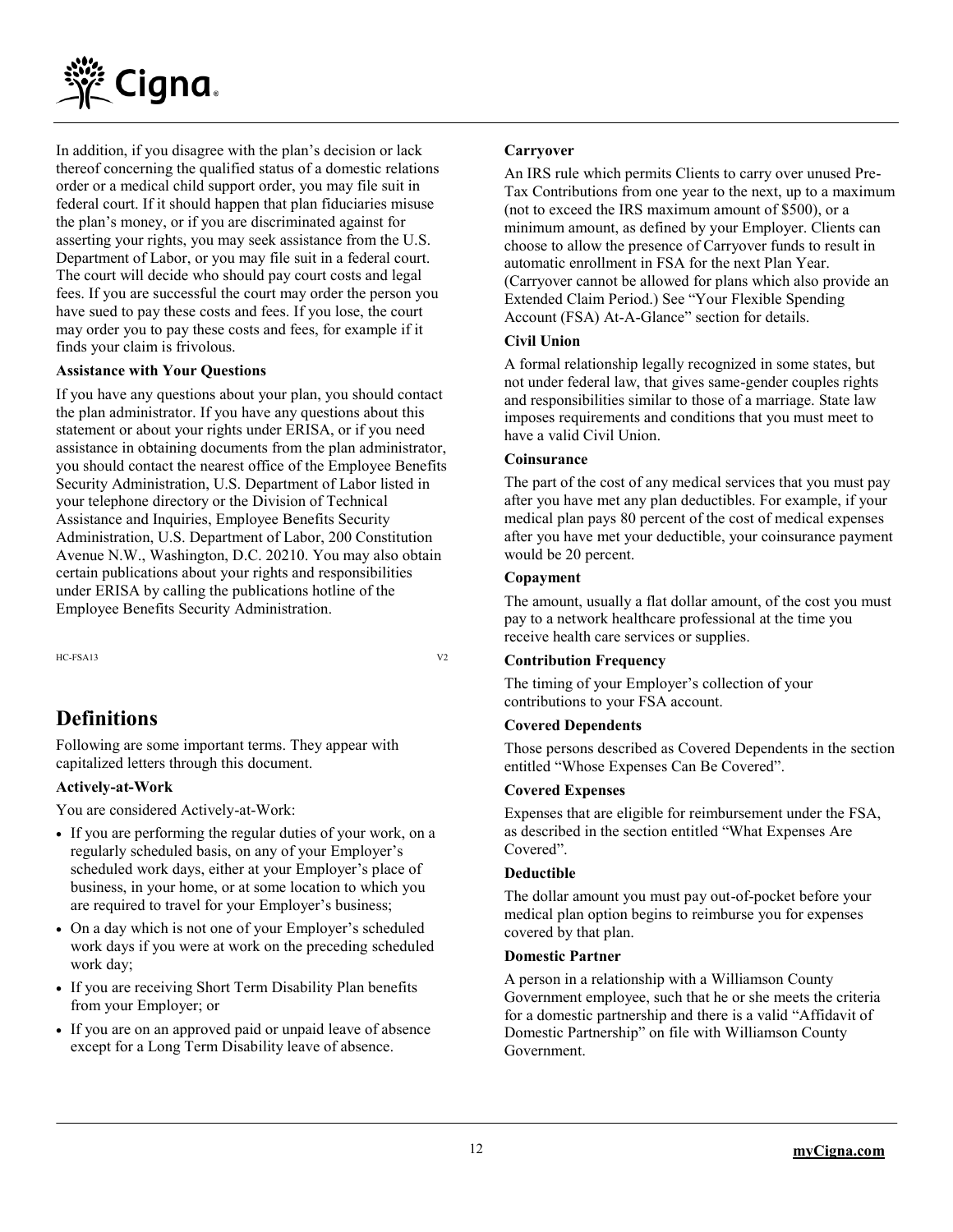In addition, if you disagree with the plan's decision or lack thereof concerning the qualified status of a domestic relations order or a medical child support order, you may file suit in federal court. If it should happen that plan fiduciaries misuse the plan's money, or if you are discriminated against for asserting your rights, you may seek assistance from the U.S. Department of Labor, or you may file suit in a federal court. The court will decide who should pay court costs and legal fees. If you are successful the court may order the person you have sued to pay these costs and fees. If you lose, the court may order you to pay these costs and fees, for example if it finds your claim is frivolous.

**Assistance with Your Questions**

If you have any questions about your plan, you should contact the plan administrator. If you have any questions about this statement or about your rights under ERISA, or if you need assistance in obtaining documents from the plan administrator, you should contact the nearest office of the Employee Benefits Security Administration, U.S. Department of Labor listed in your telephone directory or the Division of Technical Assistance and Inquiries, Employee Benefits Security Administration, U.S. Department of Labor, 200 Constitution Avenue N.W., Washington, D.C. 20210. You may also obtain certain publications about your rights and responsibilities under ERISA by calling the publications hotline of the Employee Benefits Security Administration.

HC-FSA13 V2

# Definitions

Following are some important terms. They appear with capitalized letters through this document.

**Actively-at-Work**

You are considered Actively-at-Work:

- If you are performing the regular duties of your work, on a regularly scheduled basis, on any of your Employer's scheduled work days, either at your Employer's place of business, in your home, or at some location to which you are required to travel for your Employer's business;
- On a day which is not one of your Employer's scheduled work days if you were at work on the preceding scheduled work day;
- If you are receiving Short Term Disability Plan benefits from your Employer; or
- If you are on an approved paid or unpaid leave of absence except for a Long Term Disability leave of absence.

**Carryover**

An IRS rule which permits Clients to carry over unused Pre-Tax Contributions from one year to the next, up to a maximum (not to exceed the IRS maximum amount of $500), or a minimum amount, as defined by your Employer. Clients can choose to allow the presence of Carryover funds to result in automatic enrollment in FSA for the next Plan Year. (Carryover cannot be allowed for plans which also provide an Extended Claim Period.) See "Your Flexible Spending Account (FSA) At-A-Glance" section for details.

**Civil Union**

A formal relationship legally recognized in some states, but not under federal law, that gives same-gender couples rights and responsibilities similar to those of a marriage. State law imposes requirements and conditions that you must meet to have a valid Civil Union.

**Coinsurance**

The part of the cost of any medical services that you must pay after you have met any plan deductibles. For example, if your medical plan pays 80 percent of the cost of medical expenses after you have met your deductible, your coinsurance payment would be 20 percent.

**Copayment**

The amount, usually a flat dollar amount, of the cost you must pay to a network healthcare professional at the time you receive health care services or supplies.

**Contribution Frequency**

The timing of your Employer's collection of your contributions to your FSA account.

**Covered Dependents**

Those persons described as Covered Dependents in the section entitled "Whose Expenses Can Be Covered".

**Covered Expenses**

Expenses that are eligible for reimbursement under the FSA, as described in the section entitled "What Expenses Are Covered".

**Deductible**

The dollar amount you must pay out-of-pocket before your medical plan option begins to reimburse you for expenses covered by that plan.

**Domestic Partner**

A person in a relationship with a Williamson County Government employee, such that he or she meets the criteria for a domestic partnership and there is a valid "Affidavit of Domestic Partnership" on file with Williamson County Government.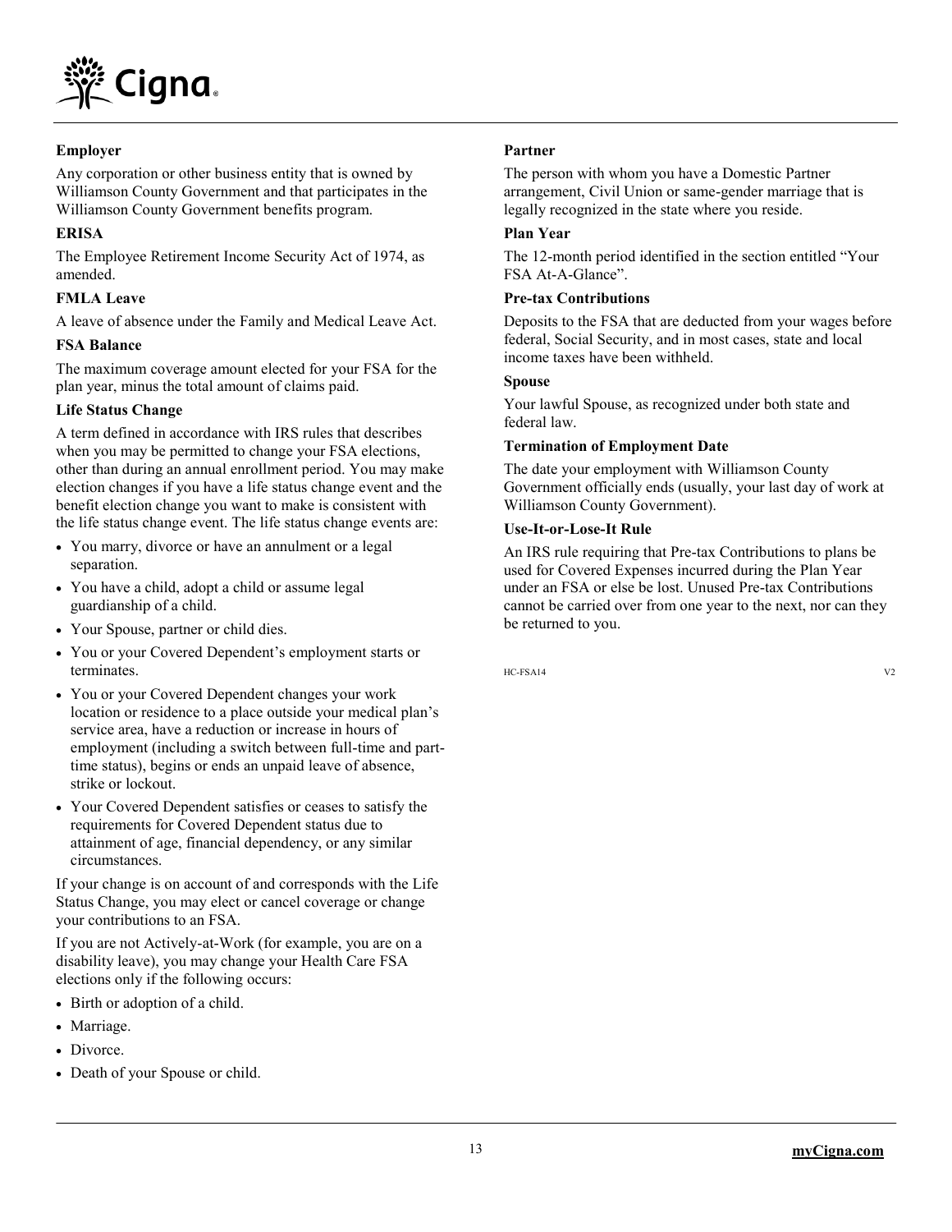**Employer**

Any corporation or other business entity that is owned by Williamson County Government and that participates in the Williamson County Government benefits program.

**ERISA**

The Employee Retirement Income Security Act of 1974, as amended.

**FMLA Leave**

A leave of absence under the Family and Medical Leave Act.

**FSA Balance**

The maximum coverage amount elected for your FSA for the plan year, minus the total amount of claims paid.

**Life Status Change**

A term defined in accordance with IRS rules that describes when you may be permitted to change your FSA elections, other than during an annual enrollment period. You may make election changes if you have a life status change event and the benefit election change you want to make is consistent with the life status change event. The life status change events are:

- You marry, divorce or have an annulment or a legal separation.
- You have a child, adopt a child or assume legal guardianship of a child.
- Your Spouse, partner or child dies.
- You or your Covered Dependent's employment starts or terminates.
- You or your Covered Dependent changes your work location or residence to a place outside your medical plan's service area, have a reduction or increase in hours of employment (including a switch between full-time and part-time status), begins or ends an unpaid leave of absence, strike or lockout.
- Your Covered Dependent satisfies or ceases to satisfy the requirements for Covered Dependent status due to attainment of age, financial dependency, or any similar circumstances.

If your change is on account of and corresponds with the Life Status Change, you may elect or cancel coverage or change your contributions to an FSA.

If you are not Actively-at-Work (for example, you are on a disability leave), you may change your Health Care FSA elections only if the following occurs:

- Birth or adoption of a child.
- Marriage.
- Divorce.
- Death of your Spouse or child.

**Partner**

The person with whom you have a Domestic Partner arrangement, Civil Union or same-gender marriage that is legally recognized in the state where you reside.

**Plan Year**

The 12-month period identified in the section entitled "Your FSA At-A-Glance".

**Pre-tax Contributions**

Deposits to the FSA that are deducted from your wages before federal, Social Security, and in most cases, state and local income taxes have been withheld.

**Spouse**

Your lawful Spouse, as recognized under both state and federal law.

**Termination of Employment Date**

The date your employment with Williamson County Government officially ends (usually, your last day of work at Williamson County Government).

**Use-It-or-Lose-It Rule**

An IRS rule requiring that Pre-tax Contributions to plans be used for Covered Expenses incurred during the Plan Year under an FSA or else be lost. Unused Pre-tax Contributions cannot be carried over from one year to the next, nor can they be returned to you.

HC-FSA14 V2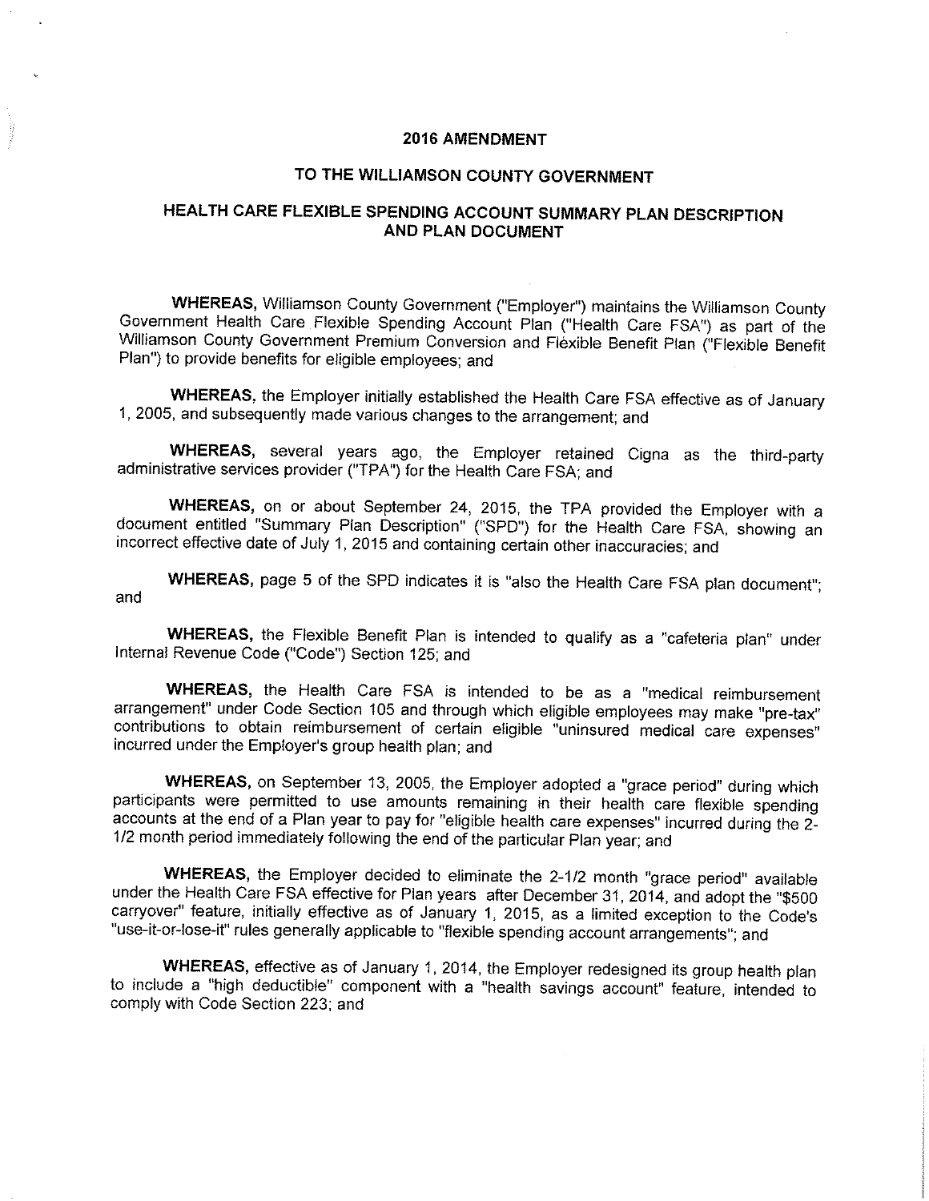## 2016 AMENDMENT

## TO THE WILLIAMSON COUNTY GOVERNMENT

## HEALTH CARE FLEXIBLE SPENDING ACCOUNT SUMMARY PLAN DESCRIPTION AND PLAN DOCUMENT

**WHEREAS,** Williamson County Government ("Employer") maintains the Williamson County Government Health Care Flexible Spending Account Plan ("Health Care FSA") as part of the Williamson County Government Premium Conversion and Flexible Benefit Plan ("Flexible Benefit Plan") to provide benefits for eligible employees; and

**WHEREAS,** the Employer initially established the Health Care FSA effective as of January 1, 2005, and subsequently made various changes to the arrangement; and

**WHEREAS,** several years ago, the Employer retained Cigna as the third-party administrative services provider ("TPA") for the Health Care FSA; and

**WHEREAS,** on or about September 24, 2015, the TPA provided the Employer with a document entitled "Summary Plan Description" ("SPD") for the Health Care FSA, showing an incorrect effective date of July 1, 2015 and containing certain other inaccuracies; and

**WHEREAS,** page 5 of the SPD indicates it is "also the Health Care FSA plan document"; and

**WHEREAS,** the Flexible Benefit Plan is intended to qualify as a "cafeteria plan" under Internal Revenue Code ("Code") Section 125; and

**WHEREAS,** the Health Care FSA is intended to be as a "medical reimbursement arrangement" under Code Section 105 and through which eligible employees may make "pre-tax" contributions to obtain reimbursement of certain eligible "uninsured medical care expenses" incurred under the Employer's group health plan; and

**WHEREAS,** on September 13, 2005, the Employer adopted a "grace period" during which participants were permitted to use amounts remaining in their health care flexible spending accounts at the end of a Plan year to pay for "eligible health care expenses" incurred during the 2-1/2 month period immediately following the end of the particular Plan year; and

**WHEREAS,** the Employer decided to eliminate the 2-1/2 month "grace period" available under the Health Care FSA effective for Plan years after December 31, 2014, and adopt the "$500 carryover" feature, initially effective as of January 1, 2015, as a limited exception to the Code's "use-it-or-lose-it" rules generally applicable to "flexible spending account arrangements"; and

**WHEREAS,** effective as of January 1, 2014, the Employer redesigned its group health plan to include a "high deductible" component with a "health savings account" feature, intended to comply with Code Section 223; and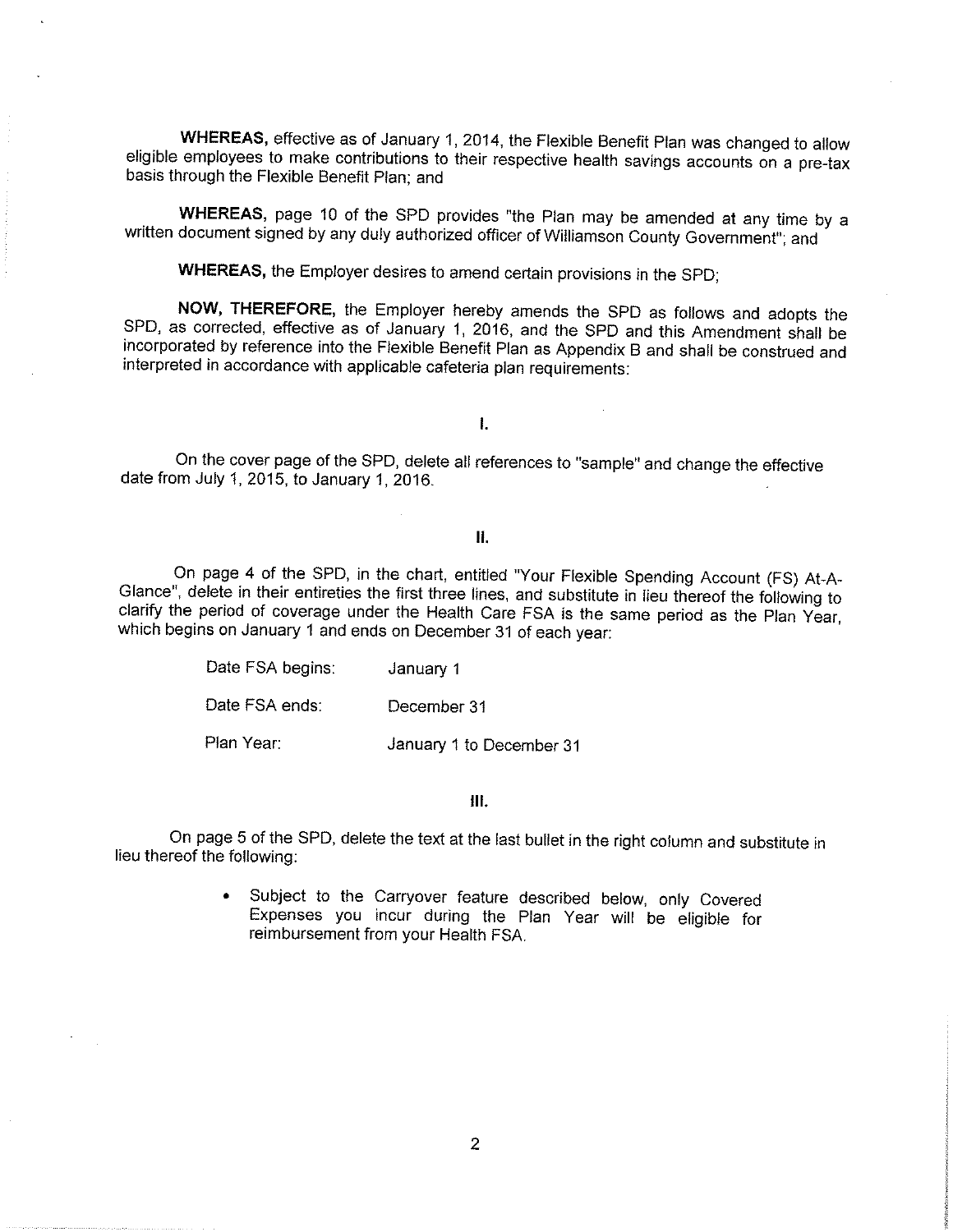**WHEREAS,** effective as of January 1, 2014, the Flexible Benefit Plan was changed to allow eligible employees to make contributions to their respective health savings accounts on a pre-tax basis through the Flexible Benefit Plan; and

**WHEREAS,** page 10 of the SPD provides "the Plan may be amended at any time by a written document signed by any duly authorized officer of Williamson County Government"; and

**WHEREAS,** the Employer desires to amend certain provisions in the SPD;

**NOW, THEREFORE,** the Employer hereby amends the SPD as follows and adopts the SPD, as corrected, effective as of January 1, 2016, and the SPD and this Amendment shall be incorporated by reference into the Flexible Benefit Plan as Appendix B and shall be construed and interpreted in accordance with applicable cafeteria plan requirements:

**I.**

On the cover page of the SPD, delete all references to "sample" and change the effective date from July 1, 2015, to January 1, 2016.

**II.**

On page 4 of the SPD, in the chart, entitled "Your Flexible Spending Account (FS) At-A-Glance", delete in their entireties the first three lines, and substitute in lieu thereof the following to clarify the period of coverage under the Health Care FSA is the same period as the Plan Year, which begins on January 1 and ends on December 31 of each year:

| | |
|---|---|
| Date FSA begins: | January 1 |
| Date FSA ends: | December 31 |
| Plan Year: | January 1 to December 31 |

**III.**

On page 5 of the SPD, delete the text at the last bullet in the right column and substitute in lieu thereof the following:

- Subject to the Carryover feature described below, only Covered Expenses you incur during the Plan Year will be eligible for reimbursement from your Health FSA.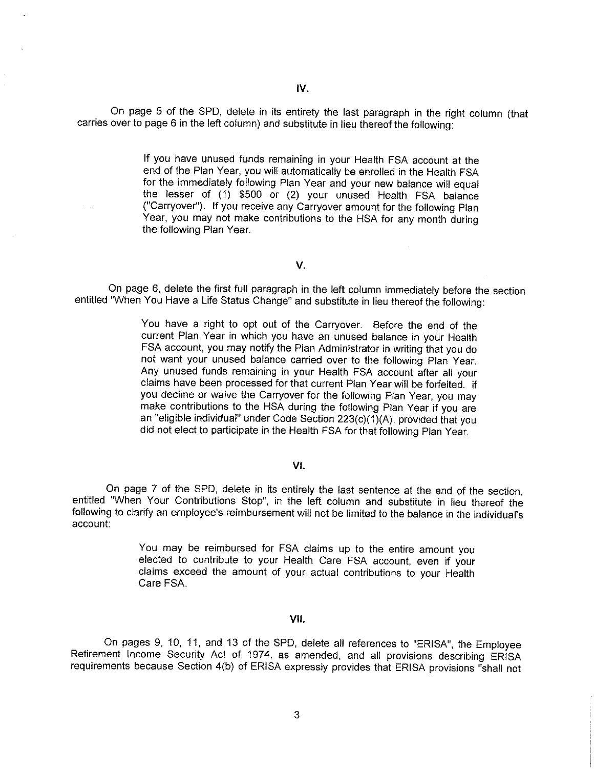## IV.

On page 5 of the SPD, delete in its entirety the last paragraph in the right column (that carries over to page 6 in the left column) and substitute in lieu thereof the following:

> If you have unused funds remaining in your Health FSA account at the end of the Plan Year, you will automatically be enrolled in the Health FSA for the immediately following Plan Year and your new balance will equal the lesser of (1) $500 or (2) your unused Health FSA balance ("Carryover"). If you receive any Carryover amount for the following Plan Year, you may not make contributions to the HSA for any month during the following Plan Year.

## V.

On page 6, delete the first full paragraph in the left column immediately before the section entitled "When You Have a Life Status Change" and substitute in lieu thereof the following:

> You have a right to opt out of the Carryover. Before the end of the current Plan Year in which you have an unused balance in your Health FSA account, you may notify the Plan Administrator in writing that you do not want your unused balance carried over to the following Plan Year. Any unused funds remaining in your Health FSA account after all your claims have been processed for that current Plan Year will be forfeited. If you decline or waive the Carryover for the following Plan Year, you may make contributions to the HSA during the following Plan Year if you are an "eligible individual" under Code Section 223(c)(1)(A), provided that you did not elect to participate in the Health FSA for that following Plan Year.

## VI.

On page 7 of the SPD, delete in its entirely the last sentence at the end of the section, entitled "When Your Contributions Stop", in the left column and substitute in lieu thereof the following to clarify an employee's reimbursement will not be limited to the balance in the individual's account:

> You may be reimbursed for FSA claims up to the entire amount you elected to contribute to your Health Care FSA account, even if your claims exceed the amount of your actual contributions to your Health Care FSA.

## VII.

On pages 9, 10, 11, and 13 of the SPD, delete all references to "ERISA", the Employee Retirement Income Security Act of 1974, as amended, and all provisions describing ERISA requirements because Section 4(b) of ERISA expressly provides that ERISA provisions "shall not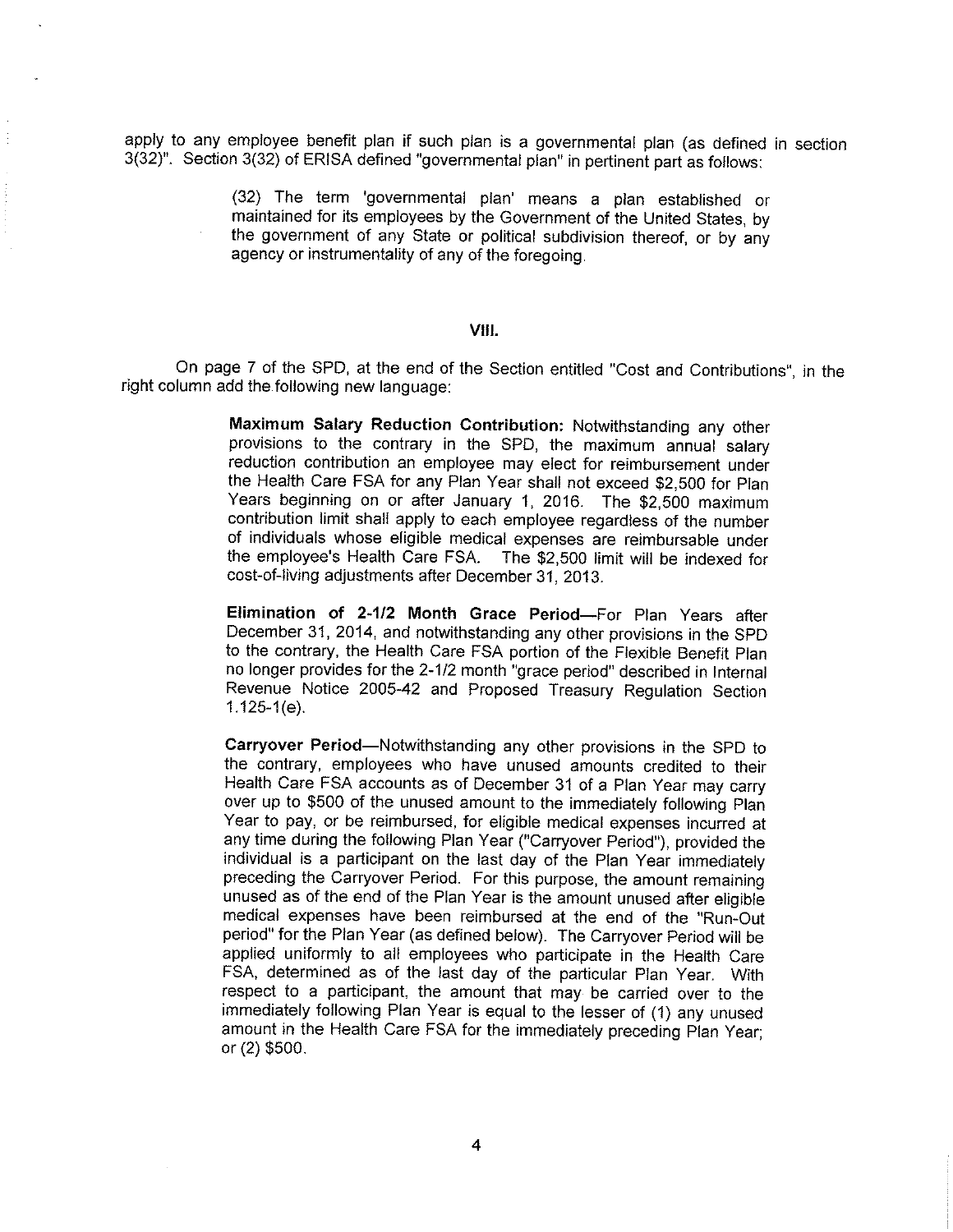apply to any employee benefit plan if such plan is a governmental plan (as defined in section 3(32)". Section 3(32) of ERISA defined "governmental plan" in pertinent part as follows:

> (32) The term 'governmental plan' means a plan established or maintained for its employees by the Government of the United States, by the government of any State or political subdivision thereof, or by any agency or instrumentality of any of the foregoing.

## VIII.

On page 7 of the SPD, at the end of the Section entitled "Cost and Contributions", in the right column add the following new language:

> **Maximum Salary Reduction Contribution:** Notwithstanding any other provisions to the contrary in the SPD, the maximum annual salary reduction contribution an employee may elect for reimbursement under the Health Care FSA for any Plan Year shall not exceed $2,500 for Plan Years beginning on or after January 1, 2016. The $2,500 maximum contribution limit shall apply to each employee regardless of the number of individuals whose eligible medical expenses are reimbursable under the employee's Health Care FSA. The $2,500 limit will be indexed for cost-of-living adjustments after December 31, 2013.
>
> **Elimination of 2-1/2 Month Grace Period**—For Plan Years after December 31, 2014, and notwithstanding any other provisions in the SPD to the contrary, the Health Care FSA portion of the Flexible Benefit Plan no longer provides for the 2-1/2 month "grace period" described in Internal Revenue Notice 2005-42 and Proposed Treasury Regulation Section 1.125-1(e).
>
> **Carryover Period**—Notwithstanding any other provisions in the SPD to the contrary, employees who have unused amounts credited to their Health Care FSA accounts as of December 31 of a Plan Year may carry over up to $500 of the unused amount to the immediately following Plan Year to pay, or be reimbursed, for eligible medical expenses incurred at any time during the following Plan Year ("Carryover Period"), provided the individual is a participant on the last day of the Plan Year immediately preceding the Carryover Period. For this purpose, the amount remaining unused as of the end of the Plan Year is the amount unused after eligible medical expenses have been reimbursed at the end of the "Run-Out period" for the Plan Year (as defined below). The Carryover Period will be applied uniformly to all employees who participate in the Health Care FSA, determined as of the last day of the particular Plan Year. With respect to a participant, the amount that may be carried over to the immediately following Plan Year is equal to the lesser of (1) any unused amount in the Health Care FSA for the immediately preceding Plan Year; or (2) $500.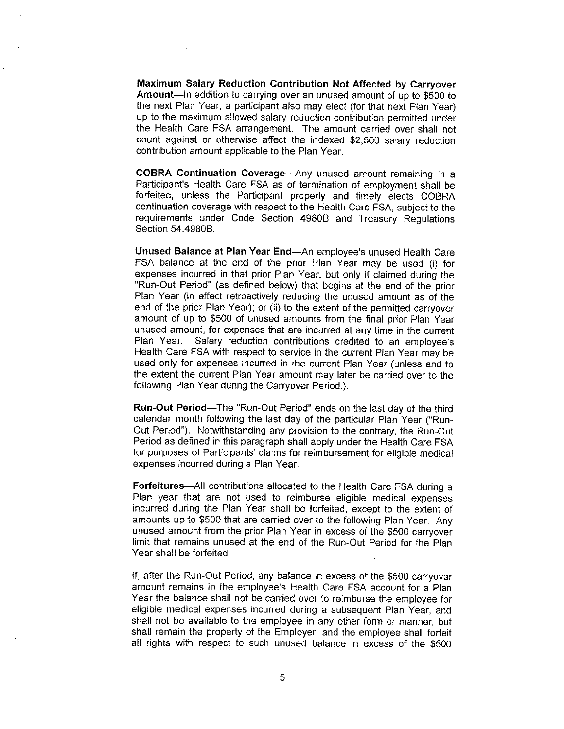**Maximum Salary Reduction Contribution Not Affected by Carryover Amount**—In addition to carrying over an unused amount of up to $500 to the next Plan Year, a participant also may elect (for that next Plan Year) up to the maximum allowed salary reduction contribution permitted under the Health Care FSA arrangement. The amount carried over shall not count against or otherwise affect the indexed $2,500 salary reduction contribution amount applicable to the Plan Year.

**COBRA Continuation Coverage**—Any unused amount remaining in a Participant's Health Care FSA as of termination of employment shall be forfeited, unless the Participant properly and timely elects COBRA continuation coverage with respect to the Health Care FSA, subject to the requirements under Code Section 4980B and Treasury Regulations Section 54.4980B.

**Unused Balance at Plan Year End**—An employee's unused Health Care FSA balance at the end of the prior Plan Year may be used (i) for expenses incurred in that prior Plan Year, but only if claimed during the "Run-Out Period" (as defined below) that begins at the end of the prior Plan Year (in effect retroactively reducing the unused amount as of the end of the prior Plan Year); or (ii) to the extent of the permitted carryover amount of up to $500 of unused amounts from the final prior Plan Year unused amount, for expenses that are incurred at any time in the current Plan Year. Salary reduction contributions credited to an employee's Health Care FSA with respect to service in the current Plan Year may be used only for expenses incurred in the current Plan Year (unless and to the extent the current Plan Year amount may later be carried over to the following Plan Year during the Carryover Period.).

**Run-Out Period**—The "Run-Out Period" ends on the last day of the third calendar month following the last day of the particular Plan Year ("Run-Out Period"). Notwithstanding any provision to the contrary, the Run-Out Period as defined in this paragraph shall apply under the Health Care FSA for purposes of Participants' claims for reimbursement for eligible medical expenses incurred during a Plan Year.

**Forfeitures**—All contributions allocated to the Health Care FSA during a Plan year that are not used to reimburse eligible medical expenses incurred during the Plan Year shall be forfeited, except to the extent of amounts up to $500 that are carried over to the following Plan Year. Any unused amount from the prior Plan Year in excess of the $500 carryover limit that remains unused at the end of the Run-Out Period for the Plan Year shall be forfeited.

If, after the Run-Out Period, any balance in excess of the $500 carryover amount remains in the employee's Health Care FSA account for a Plan Year the balance shall not be carried over to reimburse the employee for eligible medical expenses incurred during a subsequent Plan Year, and shall not be available to the employee in any other form or manner, but shall remain the property of the Employer, and the employee shall forfeit all rights with respect to such unused balance in excess of the $500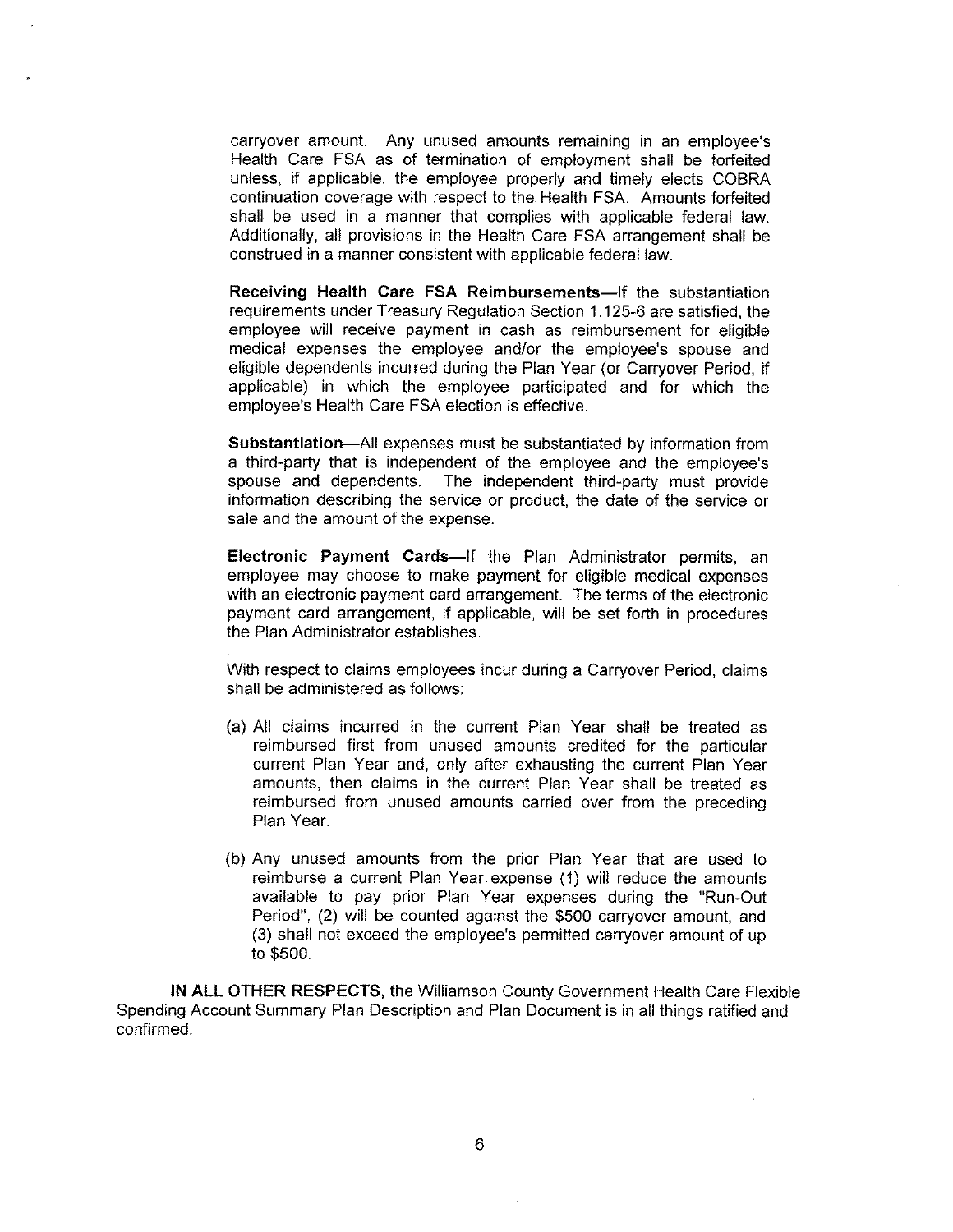carryover amount. Any unused amounts remaining in an employee's Health Care FSA as of termination of employment shall be forfeited unless, if applicable, the employee properly and timely elects COBRA continuation coverage with respect to the Health FSA. Amounts forfeited shall be used in a manner that complies with applicable federal law. Additionally, all provisions in the Health Care FSA arrangement shall be construed in a manner consistent with applicable federal law.

**Receiving Health Care FSA Reimbursements**—If the substantiation requirements under Treasury Regulation Section 1.125-6 are satisfied, the employee will receive payment in cash as reimbursement for eligible medical expenses the employee and/or the employee's spouse and eligible dependents incurred during the Plan Year (or Carryover Period, if applicable) in which the employee participated and for which the employee's Health Care FSA election is effective.

**Substantiation**—All expenses must be substantiated by information from a third-party that is independent of the employee and the employee's spouse and dependents. The independent third-party must provide information describing the service or product, the date of the service or sale and the amount of the expense.

**Electronic Payment Cards**—If the Plan Administrator permits, an employee may choose to make payment for eligible medical expenses with an electronic payment card arrangement. The terms of the electronic payment card arrangement, if applicable, will be set forth in procedures the Plan Administrator establishes.

With respect to claims employees incur during a Carryover Period, claims shall be administered as follows:

(a) All claims incurred in the current Plan Year shall be treated as reimbursed first from unused amounts credited for the particular current Plan Year and, only after exhausting the current Plan Year amounts, then claims in the current Plan Year shall be treated as reimbursed from unused amounts carried over from the preceding Plan Year.

(b) Any unused amounts from the prior Plan Year that are used to reimburse a current Plan Year expense (1) will reduce the amounts available to pay prior Plan Year expenses during the "Run-Out Period", (2) will be counted against the $500 carryover amount, and (3) shall not exceed the employee's permitted carryover amount of up to $500.

**IN ALL OTHER RESPECTS,** the Williamson County Government Health Care Flexible Spending Account Summary Plan Description and Plan Document is in all things ratified and confirmed.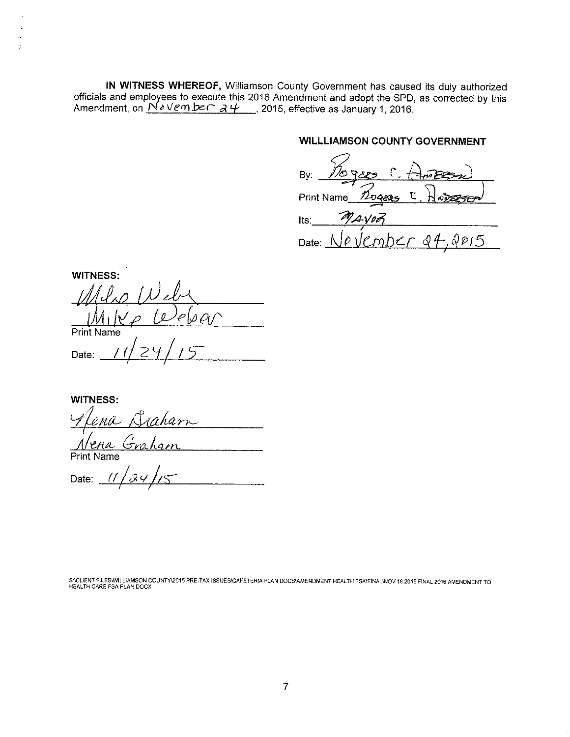**IN WITNESS WHEREOF,** Williamson County Government has caused its duly authorized officials and employees to execute this 2016 Amendment and adopt the SPD, as corrected by this Amendment, on November 24, 2015, effective as January 1, 2016.

**WILLLIAMSON COUNTY GOVERNMENT**

By: Rogers C. Anderson

Print Name: Rogers C. Anderson

Its: Mayor

Date: November 24, 2015

**WITNESS:**

Mike Weber

Mike Weber
Print Name

Date: 11/24/15

**WITNESS:**

Nena Graham

Nena Graham
Print Name

Date: 11/24/15

S:\CLIENT FILES\WILLIAMSON COUNTY\2015 PRE-TAX ISSUES\CAFETERIA PLAN DOCS\AMENDMENT HEALTH FSA\FINAL\NOV 18 2015 FINAL 2016 AMENDMENT TO HEALTH CARE FSA PLAN.DOCX